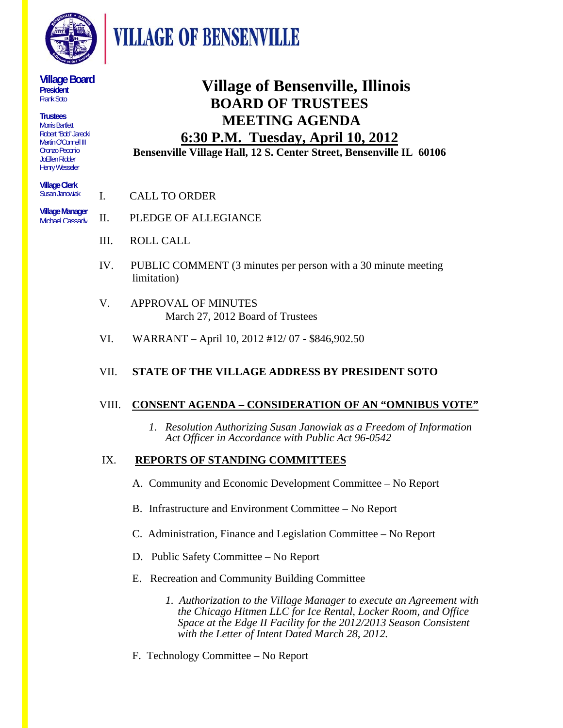# VILLAGE OF BENSENVILLE

**Village Board**
**President**
Frank Soto

**Trustees**
Morris Bartlett
Robert "Bob" Jarecki
Martin O'Connell III
Oronzo Peconio
JoEllen Ridder
Henry Wesseler

**Village Clerk**
Susan Janowiak

**Village Manager**
Michael Cassady

# Village of Bensenville, Illinois
## BOARD OF TRUSTEES
## MEETING AGENDA
## 6:30 P.M. Tuesday, April 10, 2012

**Bensenville Village Hall, 12 S. Center Street, Bensenville IL 60106**

I. CALL TO ORDER

II. PLEDGE OF ALLEGIANCE

III. ROLL CALL

IV. PUBLIC COMMENT (3 minutes per person with a 30 minute meeting limitation)

V. APPROVAL OF MINUTES
March 27, 2012 Board of Trustees

VI. WARRANT – April 10, 2012 #12/ 07 - $846,902.50

VII. **STATE OF THE VILLAGE ADDRESS BY PRESIDENT SOTO**

VIII. **CONSENT AGENDA – CONSIDERATION OF AN "OMNIBUS VOTE"**

1. *Resolution Authorizing Susan Janowiak as a Freedom of Information Act Officer in Accordance with Public Act 96-0542*

IX. **REPORTS OF STANDING COMMITTEES**

A. Community and Economic Development Committee – No Report

B. Infrastructure and Environment Committee – No Report

C. Administration, Finance and Legislation Committee – No Report

D. Public Safety Committee – No Report

E. Recreation and Community Building Committee

1. *Authorization to the Village Manager to execute an Agreement with the Chicago Hitmen LLC for Ice Rental, Locker Room, and Office Space at the Edge II Facility for the 2012/2013 Season Consistent with the Letter of Intent Dated March 28, 2012.*

F. Technology Committee – No Report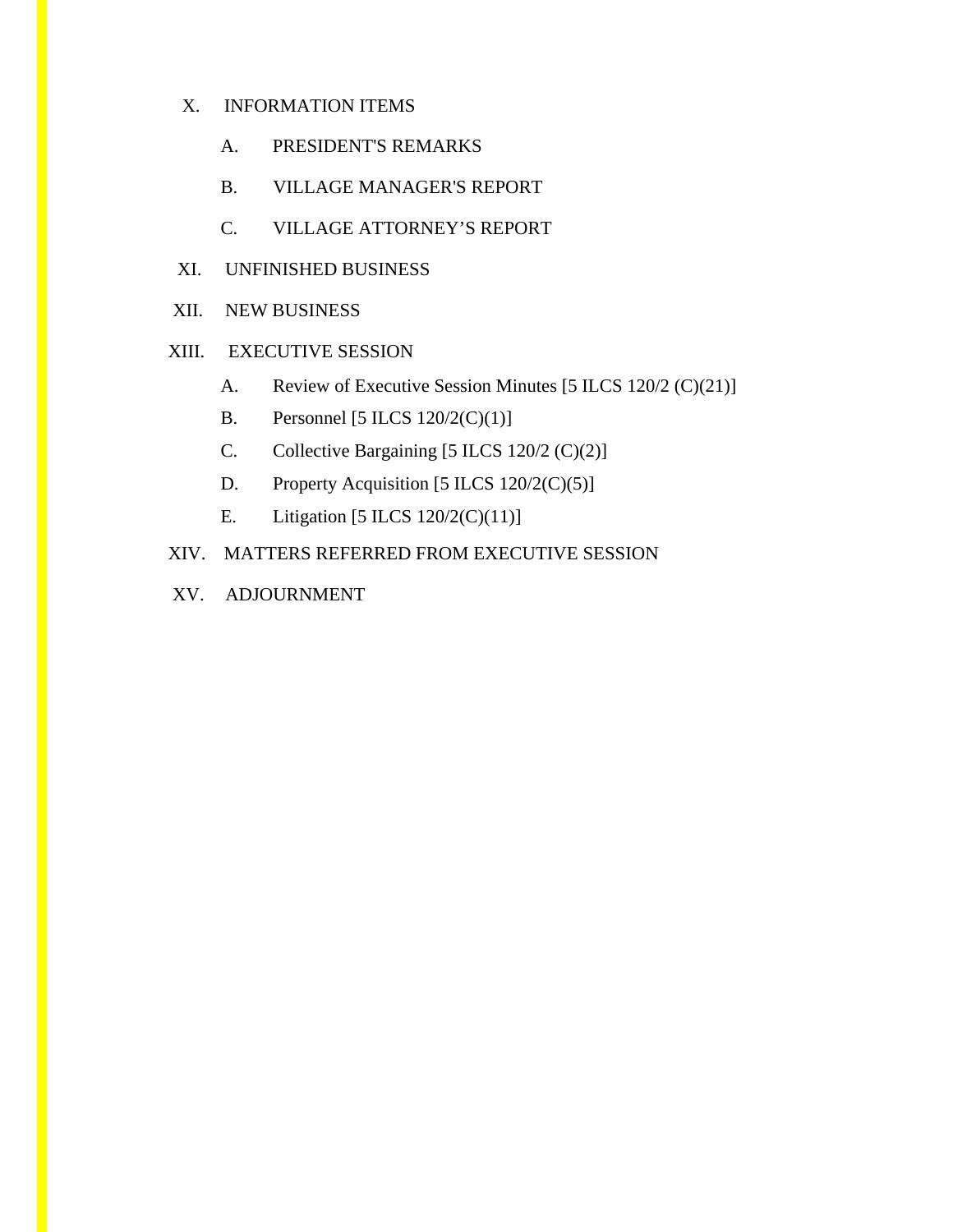X. INFORMATION ITEMS

   A. PRESIDENT'S REMARKS

   B. VILLAGE MANAGER'S REPORT

   C. VILLAGE ATTORNEY'S REPORT

XI. UNFINISHED BUSINESS

XII. NEW BUSINESS

XIII. EXECUTIVE SESSION

   A. Review of Executive Session Minutes [5 ILCS 120/2 (C)(21)]

   B. Personnel [5 ILCS 120/2(C)(1)]

   C. Collective Bargaining [5 ILCS 120/2 (C)(2)]

   D. Property Acquisition [5 ILCS 120/2(C)(5)]

   E. Litigation [5 ILCS 120/2(C)(11)]

XIV. MATTERS REFERRED FROM EXECUTIVE SESSION

XV. ADJOURNMENT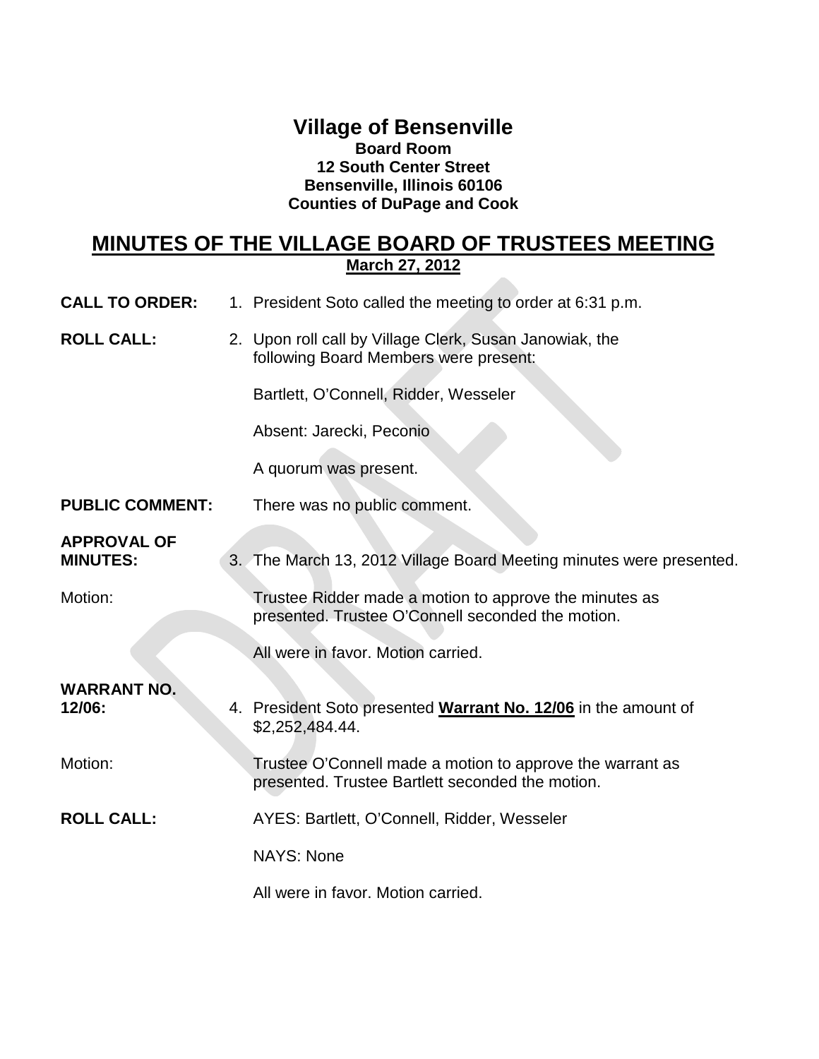# Village of Bensenville

**Board Room**
**12 South Center Street**
**Bensenville, Illinois 60106**
**Counties of DuPage and Cook**

## MINUTES OF THE VILLAGE BOARD OF TRUSTEES MEETING

**March 27, 2012**

**CALL TO ORDER:** 1. President Soto called the meeting to order at 6:31 p.m.

**ROLL CALL:** 2. Upon roll call by Village Clerk, Susan Janowiak, the following Board Members were present:

Bartlett, O'Connell, Ridder, Wesseler

Absent: Jarecki, Peconio

A quorum was present.

**PUBLIC COMMENT:** There was no public comment.

**APPROVAL OF MINUTES:** 3. The March 13, 2012 Village Board Meeting minutes were presented.

Motion: Trustee Ridder made a motion to approve the minutes as presented. Trustee O'Connell seconded the motion.

All were in favor. Motion carried.

**WARRANT NO. 12/06:** 4. President Soto presented **Warrant No. 12/06** in the amount of $2,252,484.44.

Motion: Trustee O'Connell made a motion to approve the warrant as presented. Trustee Bartlett seconded the motion.

**ROLL CALL:** AYES: Bartlett, O'Connell, Ridder, Wesseler

NAYS: None

All were in favor. Motion carried.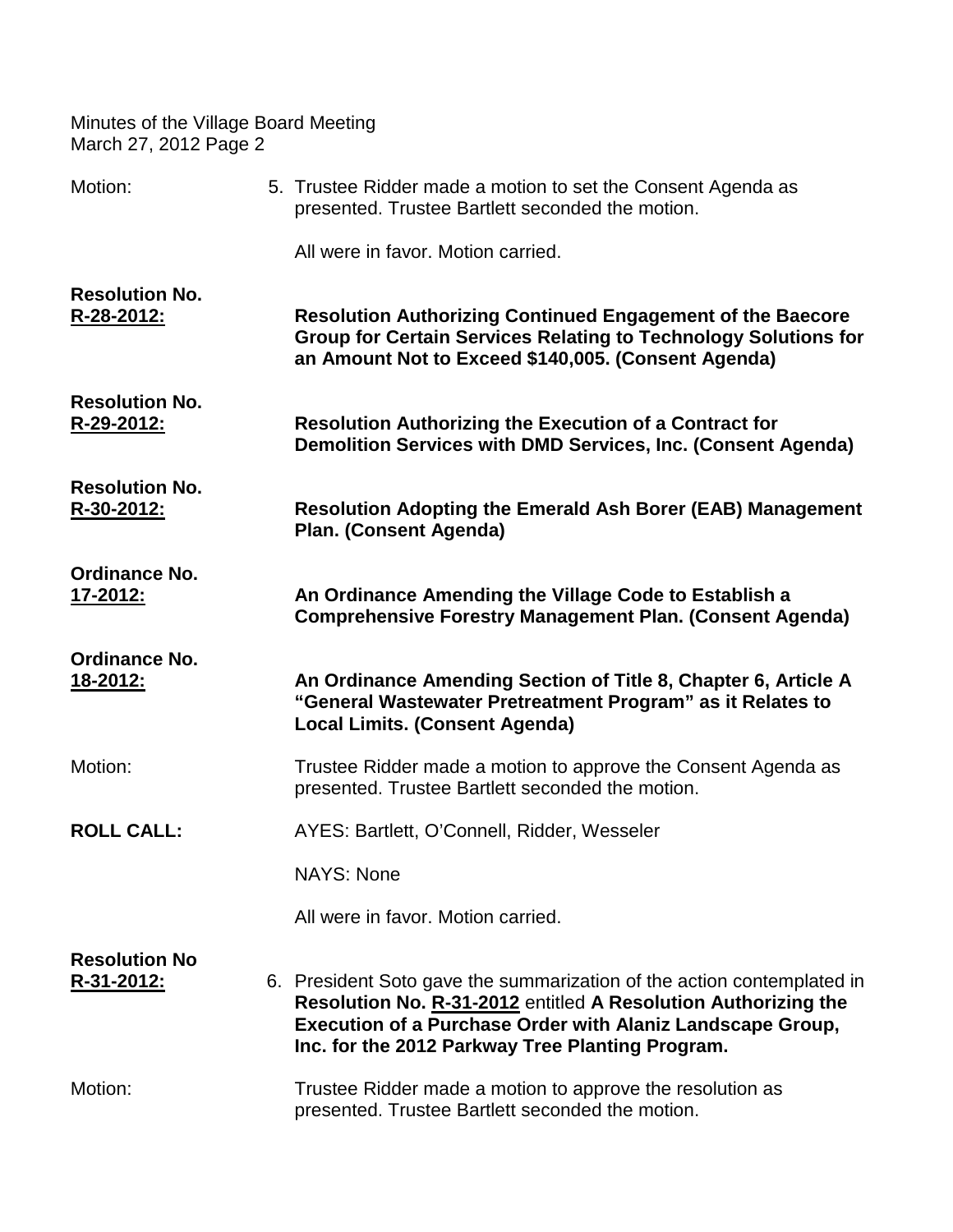Motion: 5. Trustee Ridder made a motion to set the Consent Agenda as presented. Trustee Bartlett seconded the motion.

All were in favor. Motion carried.

**Resolution No. R-28-2012:** **Resolution Authorizing Continued Engagement of the Baecore Group for Certain Services Relating to Technology Solutions for an Amount Not to Exceed $140,005. (Consent Agenda)**

**Resolution No. R-29-2012:** **Resolution Authorizing the Execution of a Contract for Demolition Services with DMD Services, Inc. (Consent Agenda)**

**Resolution No. R-30-2012:** **Resolution Adopting the Emerald Ash Borer (EAB) Management Plan. (Consent Agenda)**

**Ordinance No. 17-2012:** **An Ordinance Amending the Village Code to Establish a Comprehensive Forestry Management Plan. (Consent Agenda)**

**Ordinance No. 18-2012:** **An Ordinance Amending Section of Title 8, Chapter 6, Article A "General Wastewater Pretreatment Program" as it Relates to Local Limits. (Consent Agenda)**

Motion: Trustee Ridder made a motion to approve the Consent Agenda as presented. Trustee Bartlett seconded the motion.

**ROLL CALL:** AYES: Bartlett, O'Connell, Ridder, Wesseler

NAYS: None

All were in favor. Motion carried.

**Resolution No R-31-2012:** 6. President Soto gave the summarization of the action contemplated in **Resolution No. R-31-2012** entitled **A Resolution Authorizing the Execution of a Purchase Order with Alaniz Landscape Group, Inc. for the 2012 Parkway Tree Planting Program.**

Motion: Trustee Ridder made a motion to approve the resolution as presented. Trustee Bartlett seconded the motion.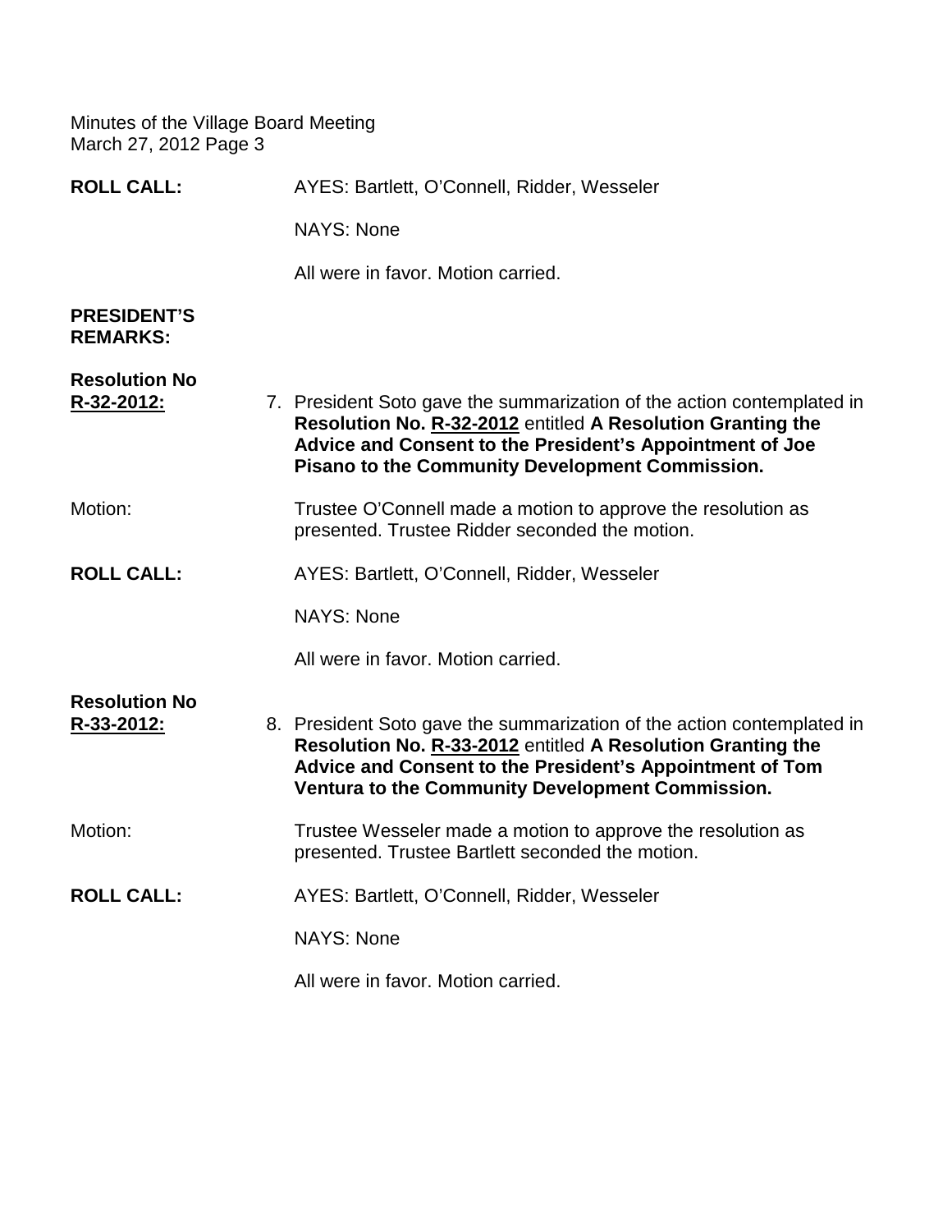**ROLL CALL:** AYES: Bartlett, O'Connell, Ridder, Wesseler

NAYS: None

All were in favor. Motion carried.

**PRESIDENT'S REMARKS:**

**Resolution No R-32-2012:**

7. President Soto gave the summarization of the action contemplated in **Resolution No. R-32-2012** entitled **A Resolution Granting the Advice and Consent to the President's Appointment of Joe Pisano to the Community Development Commission.**

Motion: Trustee O'Connell made a motion to approve the resolution as presented. Trustee Ridder seconded the motion.

**ROLL CALL:** AYES: Bartlett, O'Connell, Ridder, Wesseler

NAYS: None

All were in favor. Motion carried.

**Resolution No R-33-2012:**

8. President Soto gave the summarization of the action contemplated in **Resolution No. R-33-2012** entitled **A Resolution Granting the Advice and Consent to the President's Appointment of Tom Ventura to the Community Development Commission.**

Motion: Trustee Wesseler made a motion to approve the resolution as presented. Trustee Bartlett seconded the motion.

**ROLL CALL:** AYES: Bartlett, O'Connell, Ridder, Wesseler

NAYS: None

All were in favor. Motion carried.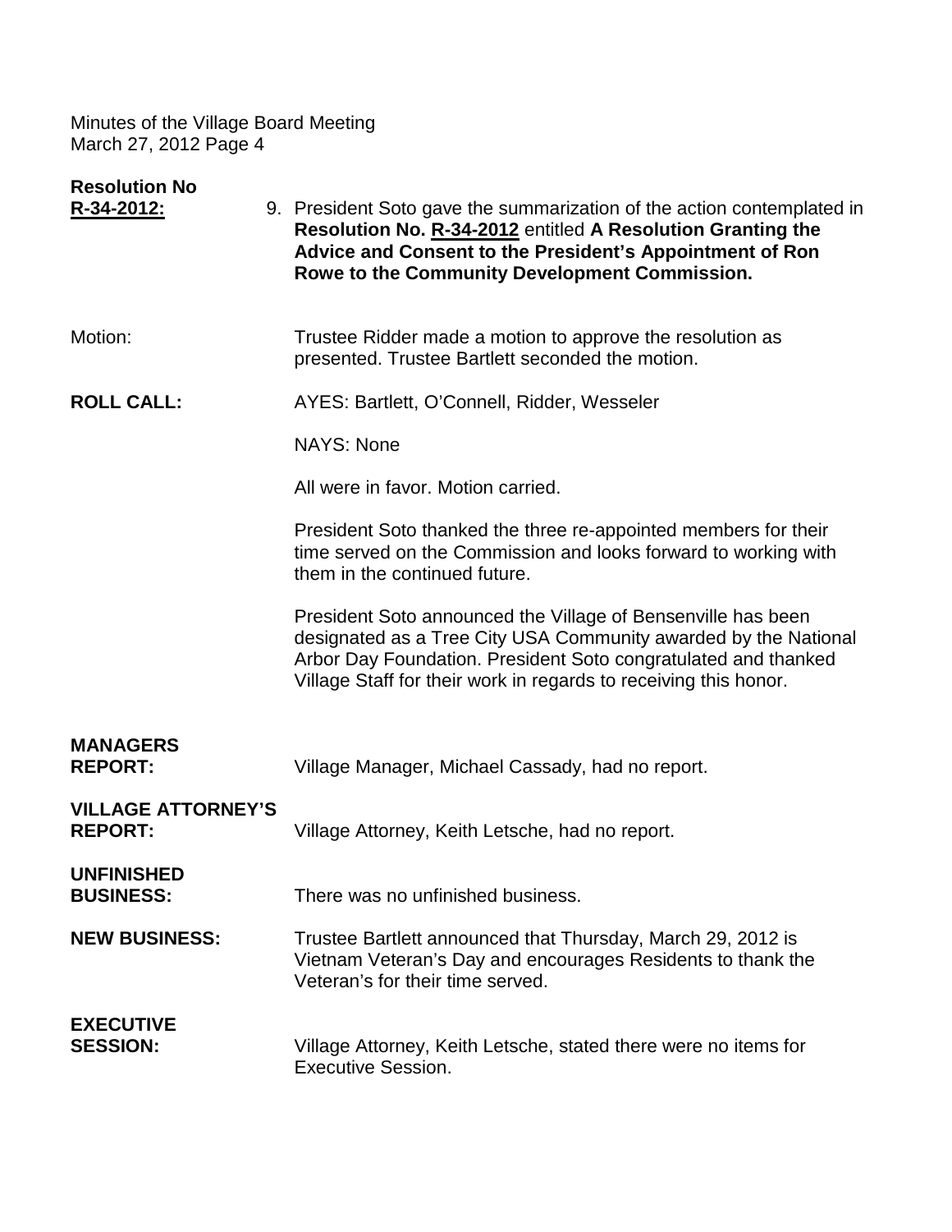Minutes of the Village Board Meeting
March 27, 2012 Page 4

**Resolution No**
**R-34-2012:**

9. President Soto gave the summarization of the action contemplated in **Resolution No. R-34-2012** entitled **A Resolution Granting the Advice and Consent to the President's Appointment of Ron Rowe to the Community Development Commission.**

Motion: Trustee Ridder made a motion to approve the resolution as presented. Trustee Bartlett seconded the motion.

**ROLL CALL:** AYES: Bartlett, O'Connell, Ridder, Wesseler

NAYS: None

All were in favor. Motion carried.

President Soto thanked the three re-appointed members for their time served on the Commission and looks forward to working with them in the continued future.

President Soto announced the Village of Bensenville has been designated as a Tree City USA Community awarded by the National Arbor Day Foundation. President Soto congratulated and thanked Village Staff for their work in regards to receiving this honor.

**MANAGERS REPORT:** Village Manager, Michael Cassady, had no report.

**VILLAGE ATTORNEY'S REPORT:** Village Attorney, Keith Letsche, had no report.

**UNFINISHED BUSINESS:** There was no unfinished business.

**NEW BUSINESS:** Trustee Bartlett announced that Thursday, March 29, 2012 is Vietnam Veteran's Day and encourages Residents to thank the Veteran's for their time served.

**EXECUTIVE SESSION:** Village Attorney, Keith Letsche, stated there were no items for Executive Session.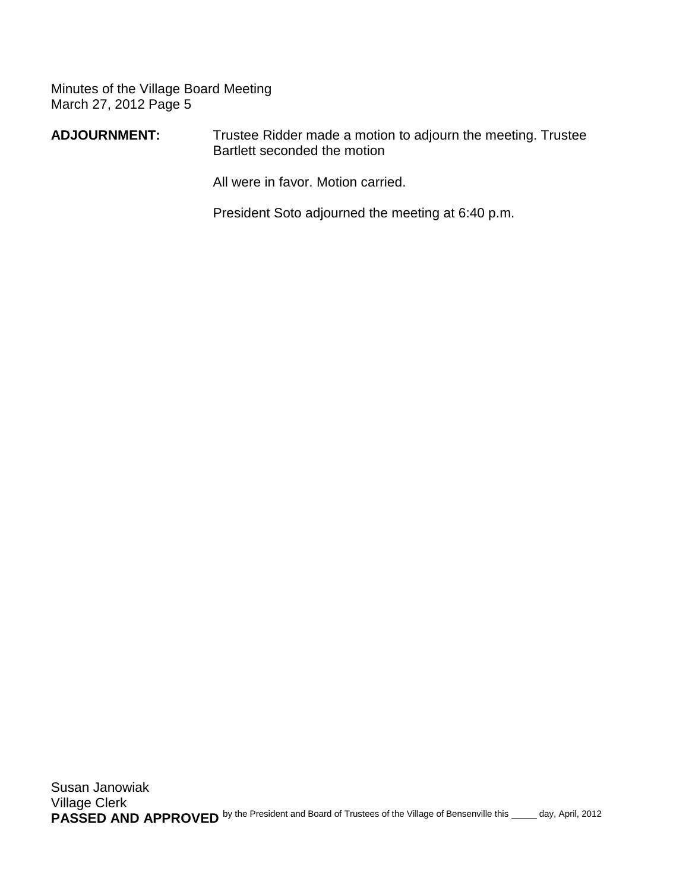**ADJOURNMENT:** Trustee Ridder made a motion to adjourn the meeting. Trustee Bartlett seconded the motion

All were in favor. Motion carried.

President Soto adjourned the meeting at 6:40 p.m.

Susan Janowiak
Village Clerk
**PASSED AND APPROVED** by the President and Board of Trustees of the Village of Bensenville this _____ day, April, 2012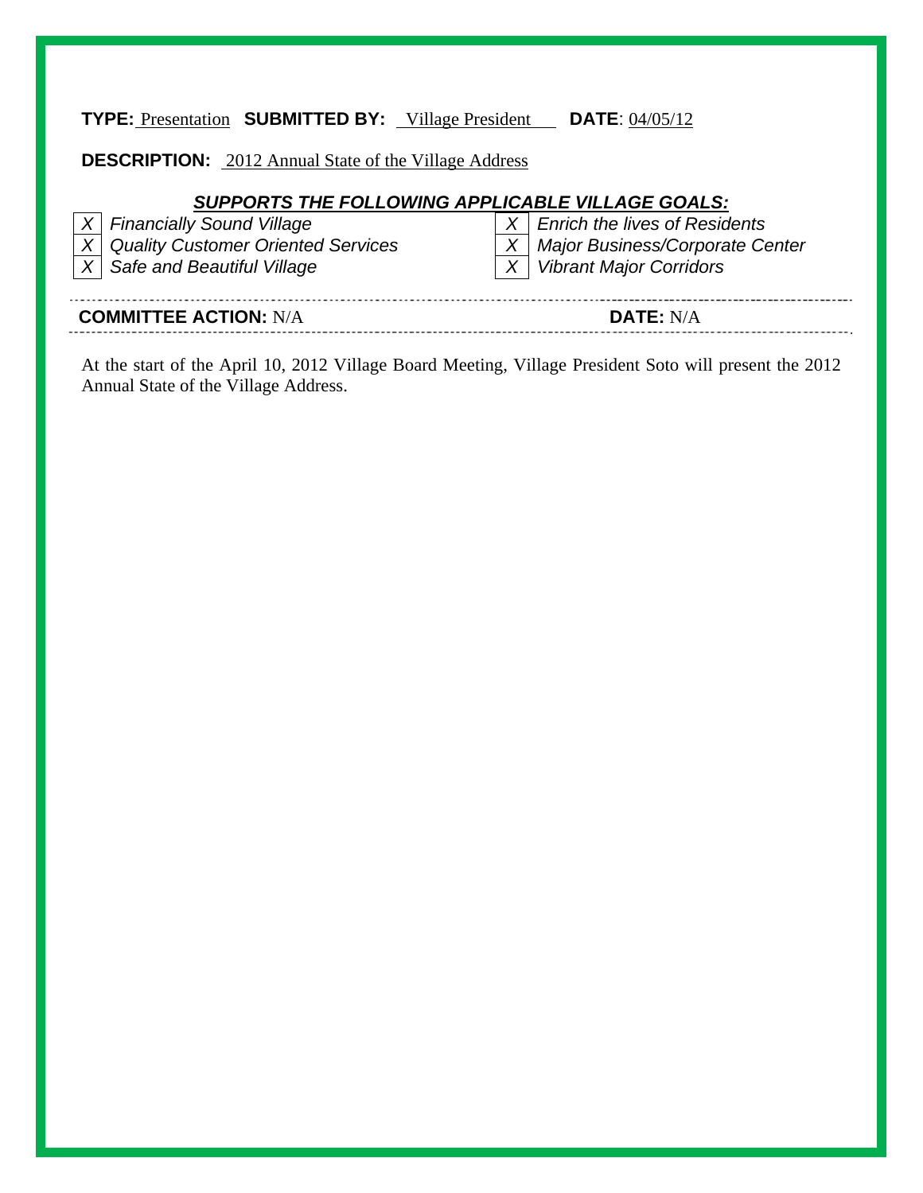**TYPE:** Presentation **SUBMITTED BY:** Village President **DATE**: 04/05/12

**DESCRIPTION:** 2012 Annual State of the Village Address

***SUPPORTS THE FOLLOWING APPLICABLE VILLAGE GOALS:***

| | | | |
|---|---|---|---|
| X | *Financially Sound Village* | X | *Enrich the lives of Residents* |
| X | *Quality Customer Oriented Services* | X | *Major Business/Corporate Center* |
| X | *Safe and Beautiful Village* | X | *Vibrant Major Corridors* |

---

**COMMITTEE ACTION:** N/A **DATE:** N/A

---

At the start of the April 10, 2012 Village Board Meeting, Village President Soto will present the 2012 Annual State of the Village Address.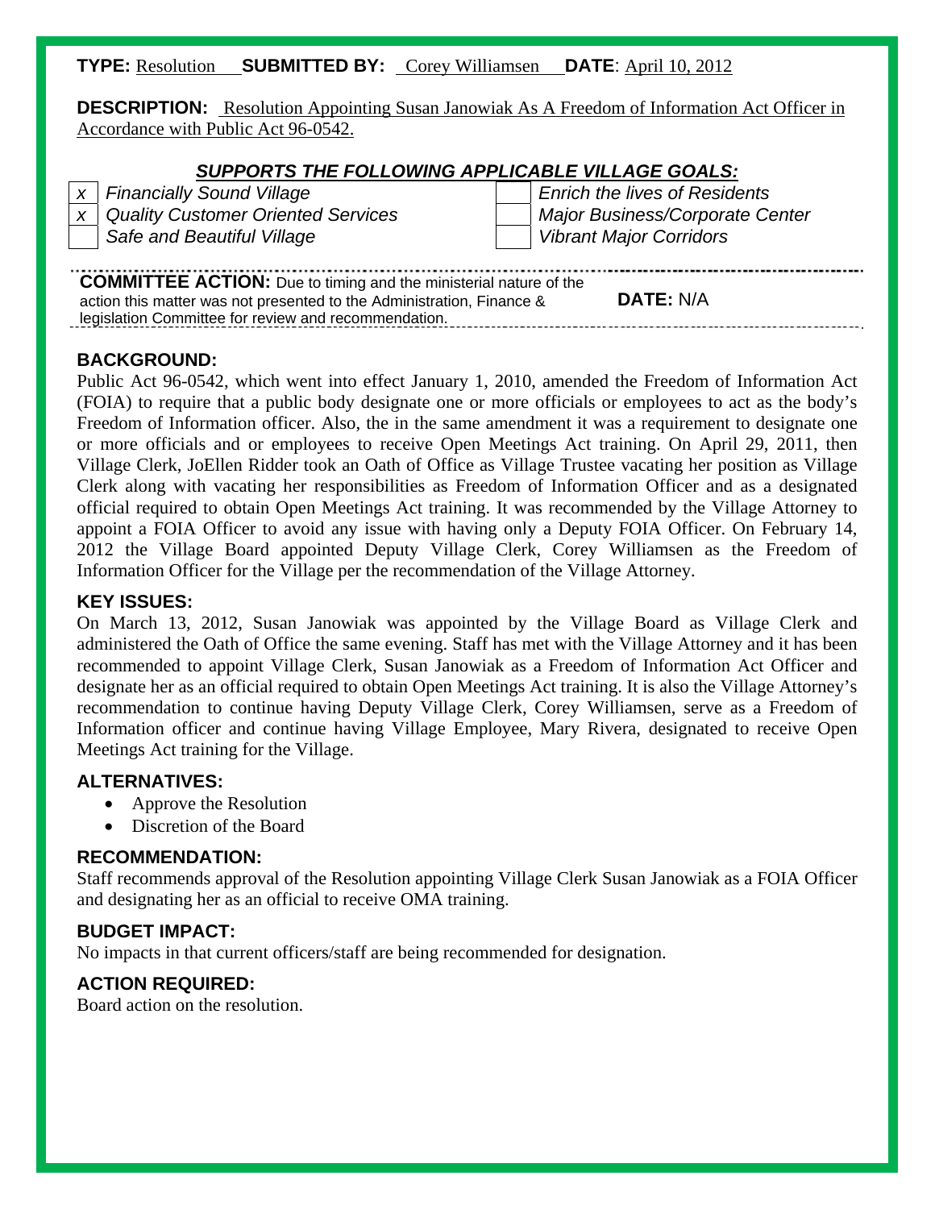**TYPE:** Resolution **SUBMITTED BY:** Corey Williamsen **DATE**: April 10, 2012

**DESCRIPTION:** Resolution Appointing Susan Janowiak As A Freedom of Information Act Officer in Accordance with Public Act 96-0542.

***SUPPORTS THE FOLLOWING APPLICABLE VILLAGE GOALS:***

| | | | |
|---|---|---|---|
| x | *Financially Sound Village* | | *Enrich the lives of Residents* |
| x | *Quality Customer Oriented Services* | | *Major Business/Corporate Center* |
| | *Safe and Beautiful Village* | | *Vibrant Major Corridors* |

**COMMITTEE ACTION:** Due to timing and the ministerial nature of the action this matter was not presented to the Administration, Finance & legislation Committee for review and recommendation. **DATE:** N/A

## BACKGROUND:

Public Act 96-0542, which went into effect January 1, 2010, amended the Freedom of Information Act (FOIA) to require that a public body designate one or more officials or employees to act as the body's Freedom of Information officer. Also, the in the same amendment it was a requirement to designate one or more officials and or employees to receive Open Meetings Act training. On April 29, 2011, then Village Clerk, JoEllen Ridder took an Oath of Office as Village Trustee vacating her position as Village Clerk along with vacating her responsibilities as Freedom of Information Officer and as a designated official required to obtain Open Meetings Act training. It was recommended by the Village Attorney to appoint a FOIA Officer to avoid any issue with having only a Deputy FOIA Officer. On February 14, 2012 the Village Board appointed Deputy Village Clerk, Corey Williamsen as the Freedom of Information Officer for the Village per the recommendation of the Village Attorney.

## KEY ISSUES:

On March 13, 2012, Susan Janowiak was appointed by the Village Board as Village Clerk and administered the Oath of Office the same evening. Staff has met with the Village Attorney and it has been recommended to appoint Village Clerk, Susan Janowiak as a Freedom of Information Act Officer and designate her as an official required to obtain Open Meetings Act training. It is also the Village Attorney's recommendation to continue having Deputy Village Clerk, Corey Williamsen, serve as a Freedom of Information officer and continue having Village Employee, Mary Rivera, designated to receive Open Meetings Act training for the Village.

## ALTERNATIVES:

- Approve the Resolution
- Discretion of the Board

## RECOMMENDATION:

Staff recommends approval of the Resolution appointing Village Clerk Susan Janowiak as a FOIA Officer and designating her as an official to receive OMA training.

## BUDGET IMPACT:

No impacts in that current officers/staff are being recommended for designation.

## ACTION REQUIRED:

Board action on the resolution.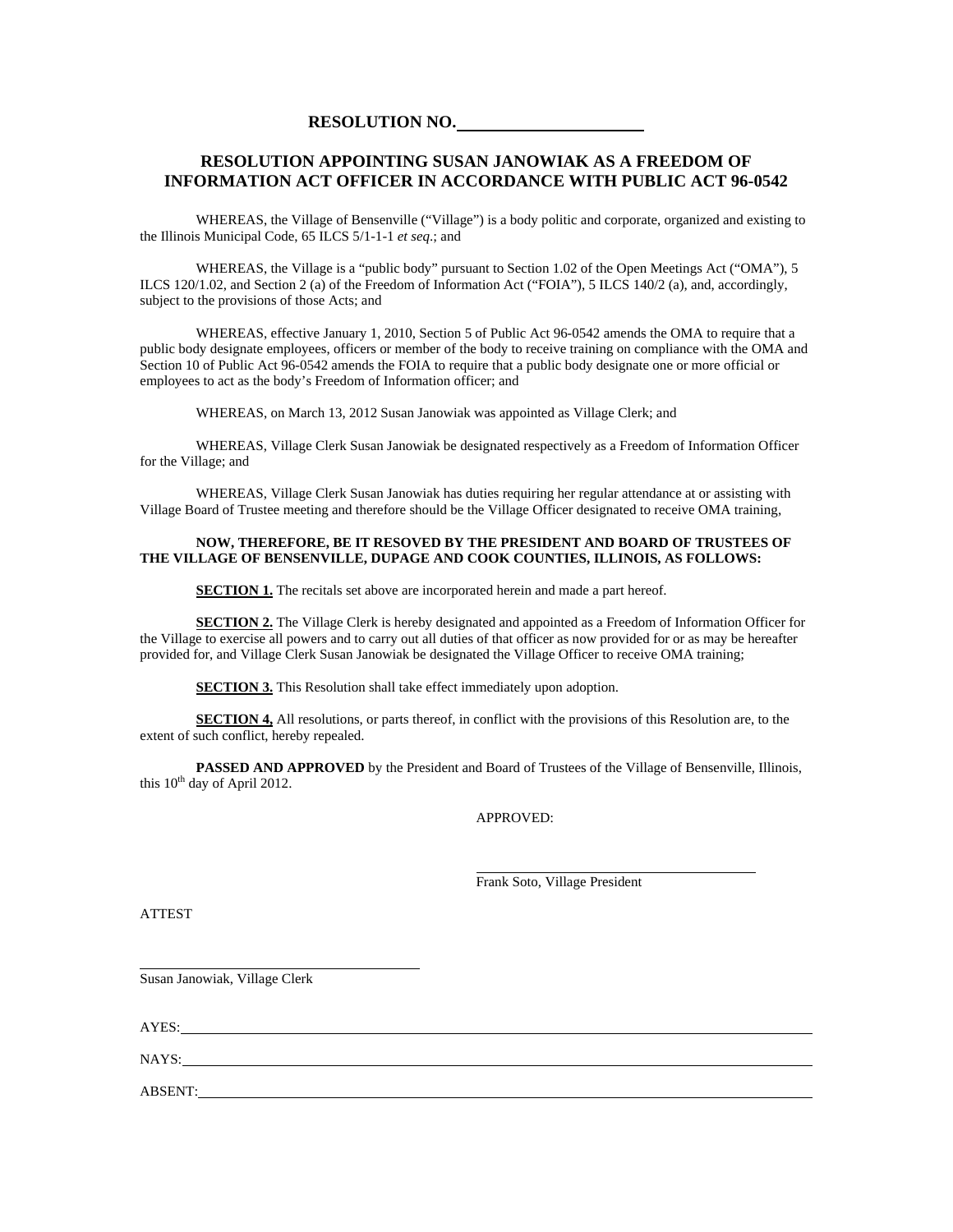# RESOLUTION NO. ____________________

## RESOLUTION APPOINTING SUSAN JANOWIAK AS A FREEDOM OF INFORMATION ACT OFFICER IN ACCORDANCE WITH PUBLIC ACT 96-0542

WHEREAS, the Village of Bensenville ("Village") is a body politic and corporate, organized and existing to the Illinois Municipal Code, 65 ILCS 5/1-1-1 *et seq*.; and

WHEREAS, the Village is a "public body" pursuant to Section 1.02 of the Open Meetings Act ("OMA"), 5 ILCS 120/1.02, and Section 2 (a) of the Freedom of Information Act ("FOIA"), 5 ILCS 140/2 (a), and, accordingly, subject to the provisions of those Acts; and

WHEREAS, effective January 1, 2010, Section 5 of Public Act 96-0542 amends the OMA to require that a public body designate employees, officers or member of the body to receive training on compliance with the OMA and Section 10 of Public Act 96-0542 amends the FOIA to require that a public body designate one or more official or employees to act as the body's Freedom of Information officer; and

WHEREAS, on March 13, 2012 Susan Janowiak was appointed as Village Clerk; and

WHEREAS, Village Clerk Susan Janowiak be designated respectively as a Freedom of Information Officer for the Village; and

WHEREAS, Village Clerk Susan Janowiak has duties requiring her regular attendance at or assisting with Village Board of Trustee meeting and therefore should be the Village Officer designated to receive OMA training,

**NOW, THEREFORE, BE IT RESOVED BY THE PRESIDENT AND BOARD OF TRUSTEES OF THE VILLAGE OF BENSENVILLE, DUPAGE AND COOK COUNTIES, ILLINOIS, AS FOLLOWS:**

**SECTION 1.** The recitals set above are incorporated herein and made a part hereof.

**SECTION 2.** The Village Clerk is hereby designated and appointed as a Freedom of Information Officer for the Village to exercise all powers and to carry out all duties of that officer as now provided for or as may be hereafter provided for, and Village Clerk Susan Janowiak be designated the Village Officer to receive OMA training;

**SECTION 3.** This Resolution shall take effect immediately upon adoption.

**SECTION 4,** All resolutions, or parts thereof, in conflict with the provisions of this Resolution are, to the extent of such conflict, hereby repealed.

**PASSED AND APPROVED** by the President and Board of Trustees of the Village of Bensenville, Illinois, this 10th day of April 2012.

APPROVED:

____________________________________
Frank Soto, Village President

ATTEST

____________________________________
Susan Janowiak, Village Clerk

AYES: ____________________________________

NAYS: ____________________________________

ABSENT: ____________________________________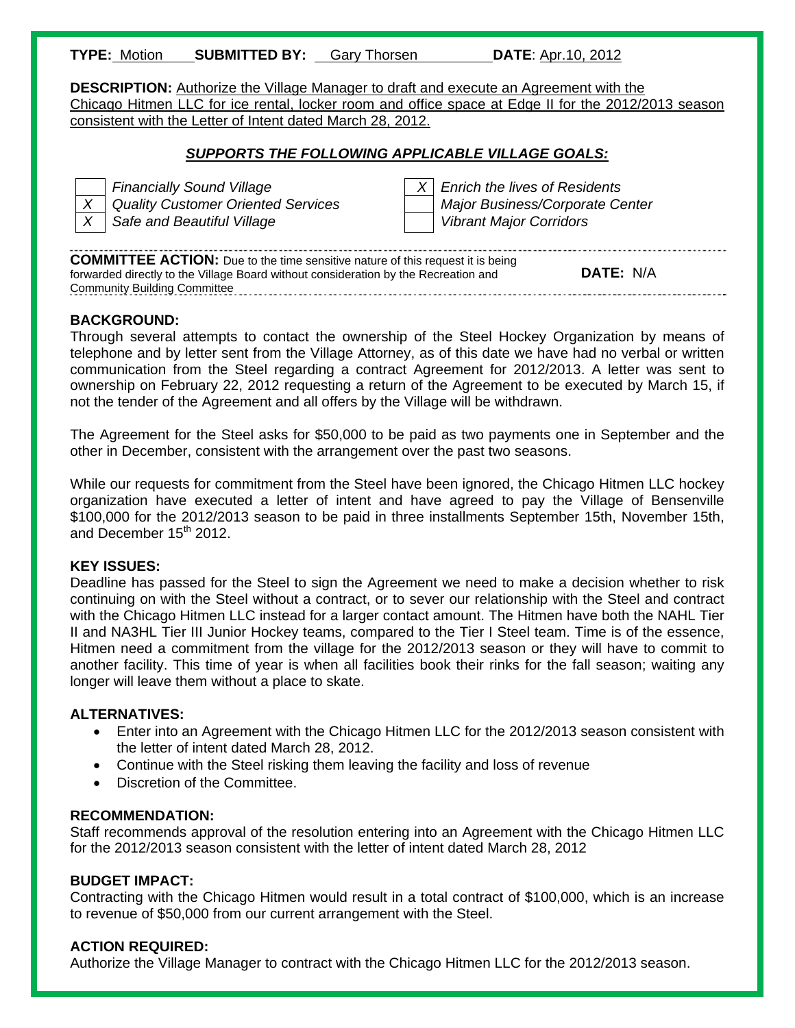**TYPE:** Motion **SUBMITTED BY:** Gary Thorsen **DATE**: Apr.10, 2012

**DESCRIPTION:** Authorize the Village Manager to draft and execute an Agreement with the Chicago Hitmen LLC for ice rental, locker room and office space at Edge II for the 2012/2013 season consistent with the Letter of Intent dated March 28, 2012.

***SUPPORTS THE FOLLOWING APPLICABLE VILLAGE GOALS:***

| | | | |
|---|---|---|---|
| | *Financially Sound Village* | *X* | *Enrich the lives of Residents* |
| *X* | *Quality Customer Oriented Services* | | *Major Business/Corporate Center* |
| *X* | *Safe and Beautiful Village* | | *Vibrant Major Corridors* |

**COMMITTEE ACTION:** Due to the time sensitive nature of this request it is being forwarded directly to the Village Board without consideration by the Recreation and Community Building Committee **DATE:** N/A

**BACKGROUND:**

Through several attempts to contact the ownership of the Steel Hockey Organization by means of telephone and by letter sent from the Village Attorney, as of this date we have had no verbal or written communication from the Steel regarding a contract Agreement for 2012/2013. A letter was sent to ownership on February 22, 2012 requesting a return of the Agreement to be executed by March 15, if not the tender of the Agreement and all offers by the Village will be withdrawn.

The Agreement for the Steel asks for $50,000 to be paid as two payments one in September and the other in December, consistent with the arrangement over the past two seasons.

While our requests for commitment from the Steel have been ignored, the Chicago Hitmen LLC hockey organization have executed a letter of intent and have agreed to pay the Village of Bensenville $100,000 for the 2012/2013 season to be paid in three installments September 15th, November 15th, and December 15th 2012.

**KEY ISSUES:**

Deadline has passed for the Steel to sign the Agreement we need to make a decision whether to risk continuing on with the Steel without a contract, or to sever our relationship with the Steel and contract with the Chicago Hitmen LLC instead for a larger contact amount. The Hitmen have both the NAHL Tier II and NA3HL Tier III Junior Hockey teams, compared to the Tier I Steel team. Time is of the essence, Hitmen need a commitment from the village for the 2012/2013 season or they will have to commit to another facility. This time of year is when all facilities book their rinks for the fall season; waiting any longer will leave them without a place to skate.

**ALTERNATIVES:**

- Enter into an Agreement with the Chicago Hitmen LLC for the 2012/2013 season consistent with the letter of intent dated March 28, 2012.
- Continue with the Steel risking them leaving the facility and loss of revenue
- Discretion of the Committee.

**RECOMMENDATION:**

Staff recommends approval of the resolution entering into an Agreement with the Chicago Hitmen LLC for the 2012/2013 season consistent with the letter of intent dated March 28, 2012

**BUDGET IMPACT:**

Contracting with the Chicago Hitmen would result in a total contract of $100,000, which is an increase to revenue of $50,000 from our current arrangement with the Steel.

**ACTION REQUIRED:**

Authorize the Village Manager to contract with the Chicago Hitmen LLC for the 2012/2013 season.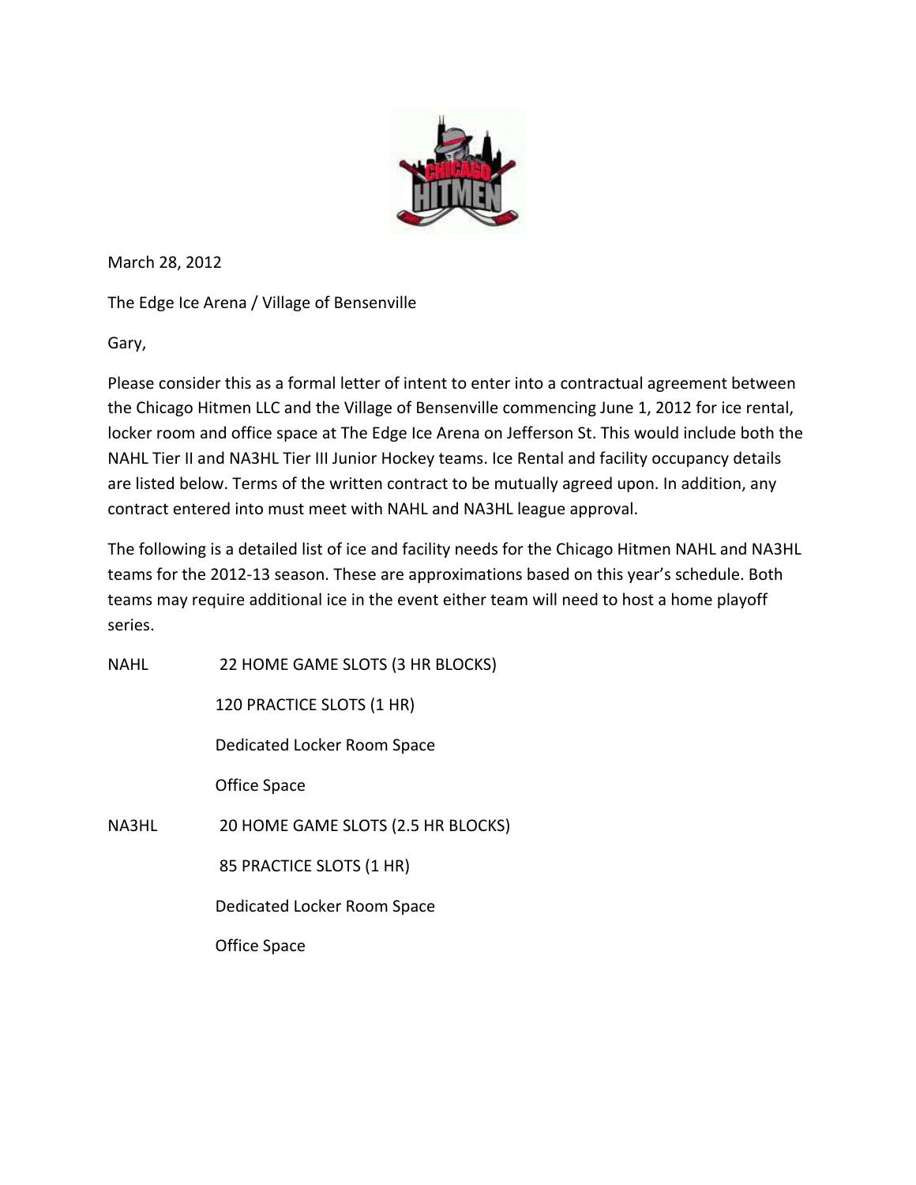March 28, 2012

The Edge Ice Arena / Village of Bensenville

Gary,

Please consider this as a formal letter of intent to enter into a contractual agreement between the Chicago Hitmen LLC and the Village of Bensenville commencing June 1, 2012 for ice rental, locker room and office space at The Edge Ice Arena on Jefferson St. This would include both the NAHL Tier II and NA3HL Tier III Junior Hockey teams. Ice Rental and facility occupancy details are listed below. Terms of the written contract to be mutually agreed upon. In addition, any contract entered into must meet with NAHL and NA3HL league approval.

The following is a detailed list of ice and facility needs for the Chicago Hitmen NAHL and NA3HL teams for the 2012-13 season. These are approximations based on this year's schedule. Both teams may require additional ice in the event either team will need to host a home playoff series.

NAHL
- 22 HOME GAME SLOTS (3 HR BLOCKS)
- 120 PRACTICE SLOTS (1 HR)
- Dedicated Locker Room Space
- Office Space

NA3HL
- 20 HOME GAME SLOTS (2.5 HR BLOCKS)
- 85 PRACTICE SLOTS (1 HR)
- Dedicated Locker Room Space
- Office Space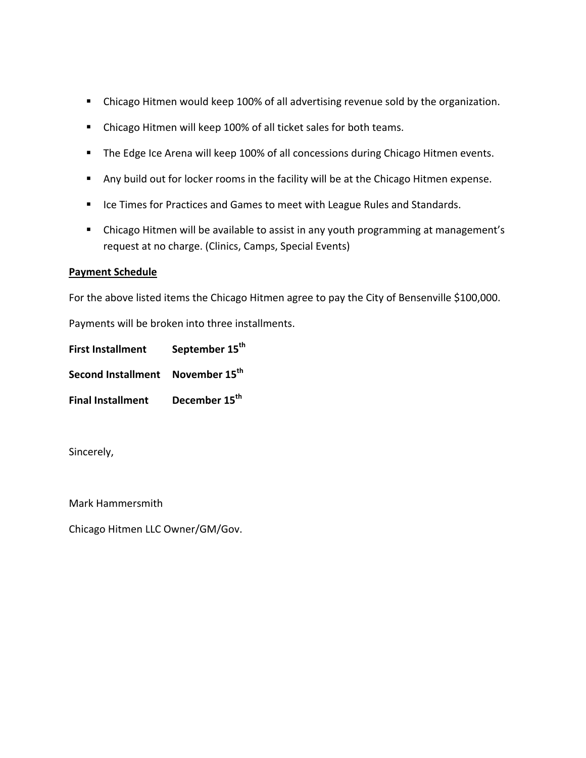- Chicago Hitmen would keep 100% of all advertising revenue sold by the organization.
- Chicago Hitmen will keep 100% of all ticket sales for both teams.
- The Edge Ice Arena will keep 100% of all concessions during Chicago Hitmen events.
- Any build out for locker rooms in the facility will be at the Chicago Hitmen expense.
- Ice Times for Practices and Games to meet with League Rules and Standards.
- Chicago Hitmen will be available to assist in any youth programming at management's request at no charge. (Clinics, Camps, Special Events)

**Payment Schedule**

For the above listed items the Chicago Hitmen agree to pay the City of Bensenville $100,000.

Payments will be broken into three installments.

**First Installment** **September 15th**

**Second Installment** **November 15th**

**Final Installment** **December 15th**

Sincerely,

Mark Hammersmith

Chicago Hitmen LLC Owner/GM/Gov.